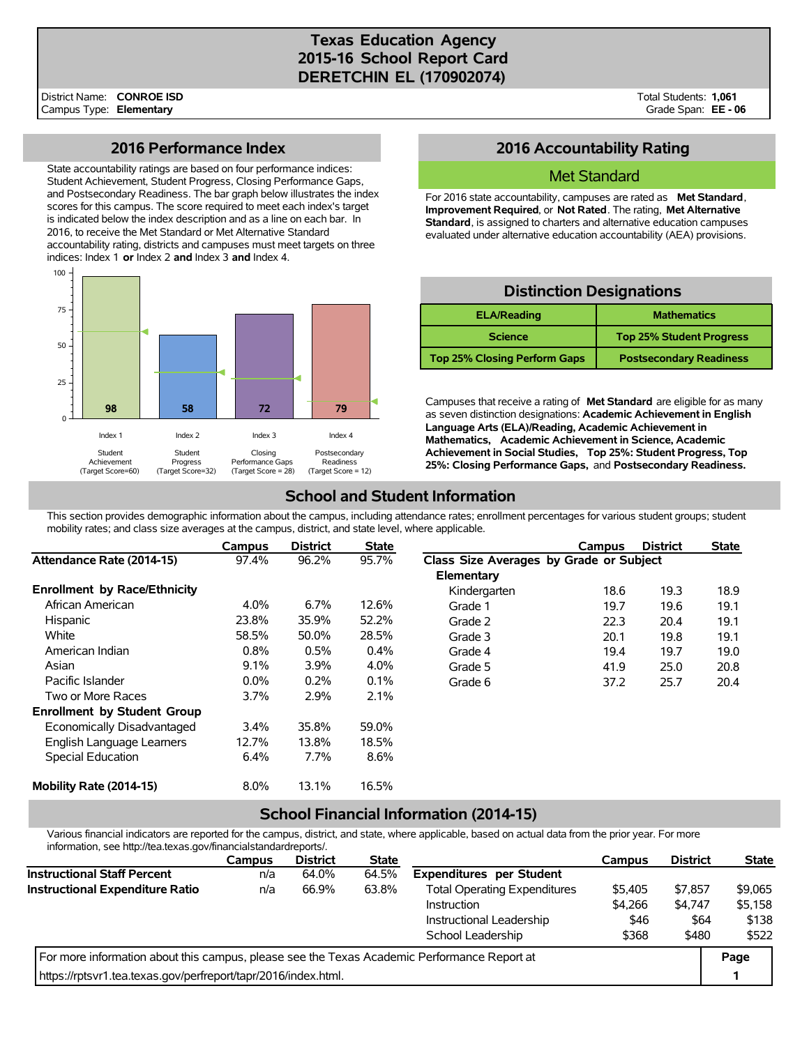# Texas Education Agency
# 2015-16 School Report Card
# DERETCHIN EL (170902074)

District Name: **CONROE ISD**
Campus Type: **Elementary**

Total Students: **1,061**
Grade Span: **EE - 06**

## 2016 Performance Index

State accountability ratings are based on four performance indices: Student Achievement, Student Progress, Closing Performance Gaps, and Postsecondary Readiness. The bar graph below illustrates the index scores for this campus. The score required to meet each index's target is indicated below the index description and as a line on each bar. In 2016, to receive the Met Standard or Met Alternative Standard accountability rating, districts and campuses must meet targets on three indices: Index 1 **or** Index 2 **and** Index 3 **and** Index 4.

100
75
50
25
0

98
Index 1
Student Achievement
(Target Score=60)

58
Index 2
Student Progress
(Target Score=32)

72
Index 3
Closing Performance Gaps
(Target Score = 28)

79
Index 4
Postsecondary Readiness
(Target Score = 12)

## 2016 Accountability Rating

Met Standard

For 2016 state accountability, campuses are rated as **Met Standard**, **Improvement Required**, or **Not Rated**. The rating, **Met Alternative Standard**, is assigned to charters and alternative education campuses evaluated under alternative education accountability (AEA) provisions.

## Distinction Designations

| | |
|---|---|
| ELA/Reading | Mathematics |
| Science | Top 25% Student Progress |
| Top 25% Closing Perform Gaps | Postsecondary Readiness |

Campuses that receive a rating of **Met Standard** are eligible for as many as seven distinction designations: **Academic Achievement in English Language Arts (ELA)/Reading, Academic Achievement in Mathematics, Academic Achievement in Science, Academic Achievement in Social Studies, Top 25%: Student Progress, Top 25%: Closing Performance Gaps,** and **Postsecondary Readiness.**

## School and Student Information

This section provides demographic information about the campus, including attendance rates; enrollment percentages for various student groups; student mobility rates; and class size averages at the campus, district, and state level, where applicable.

| | Campus | District | State |
|---|---|---|---|
| **Attendance Rate (2014-15)** | 97.4% | 96.2% | 95.7% |
| **Enrollment by Race/Ethnicity** | | | |
| African American | 4.0% | 6.7% | 12.6% |
| Hispanic | 23.8% | 35.9% | 52.2% |
| White | 58.5% | 50.0% | 28.5% |
| American Indian | 0.8% | 0.5% | 0.4% |
| Asian | 9.1% | 3.9% | 4.0% |
| Pacific Islander | 0.0% | 0.2% | 0.1% |
| Two or More Races | 3.7% | 2.9% | 2.1% |
| **Enrollment by Student Group** | | | |
| Economically Disadvantaged | 3.4% | 35.8% | 59.0% |
| English Language Learners | 12.7% | 13.8% | 18.5% |
| Special Education | 6.4% | 7.7% | 8.6% |
| **Mobility Rate (2014-15)** | 8.0% | 13.1% | 16.5% |

| | Campus | District | State |
|---|---|---|---|
| **Class Size Averages by Grade or Subject** | | | |
| **Elementary** | | | |
| Kindergarten | 18.6 | 19.3 | 18.9 |
| Grade 1 | 19.7 | 19.6 | 19.1 |
| Grade 2 | 22.3 | 20.4 | 19.1 |
| Grade 3 | 20.1 | 19.8 | 19.1 |
| Grade 4 | 19.4 | 19.7 | 19.0 |
| Grade 5 | 41.9 | 25.0 | 20.8 |
| Grade 6 | 37.2 | 25.7 | 20.4 |

## School Financial Information (2014-15)

Various financial indicators are reported for the campus, district, and state, where applicable, based on actual data from the prior year. For more information, see http://tea.texas.gov/financialstandardreports/.

| | Campus | District | State |
|---|---|---|---|
| **Instructional Staff Percent** | n/a | 64.0% | 64.5% |
| **Instructional Expenditure Ratio** | n/a | 66.9% | 63.8% |

| | Campus | District | State |
|---|---|---|---|
| **Expenditures per Student** | | | |
| Total Operating Expenditures | $5,405 | $7,857 | $9,065 |
| Instruction | $4,266 | $4,747 | $5,158 |
| Instructional Leadership | $46 | $64 | $138 |
| School Leadership | $368 | $480 | $522 |

For more information about this campus, please see the Texas Academic Performance Report at https://rptsvr1.tea.texas.gov/perfreport/tapr/2016/index.html.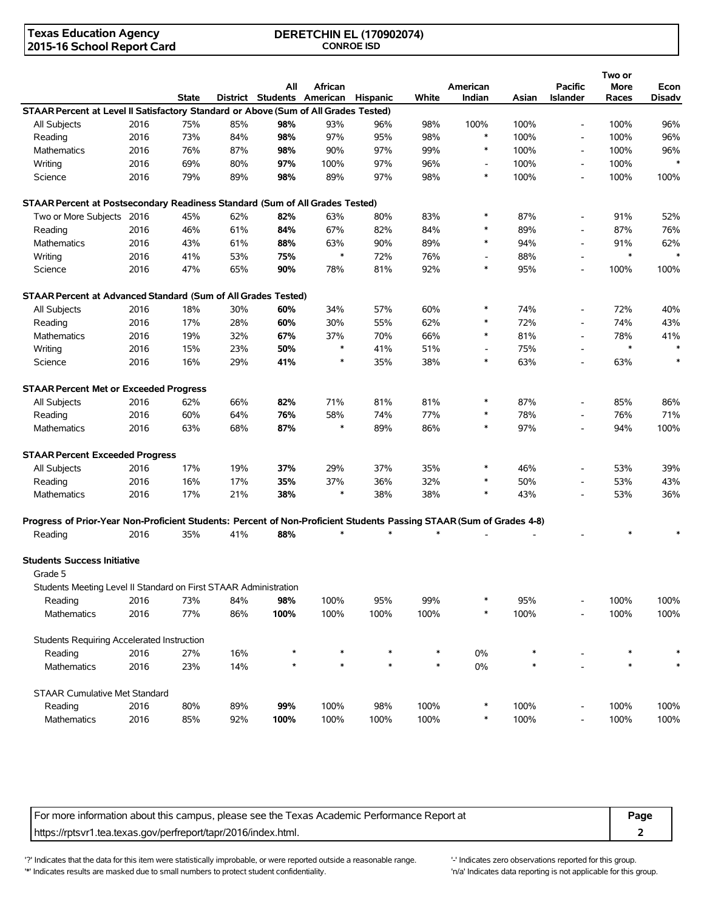| | | State | District | All Students | African American | Hispanic | White | American Indian | Asian | Pacific Islander | Two or More Races | Econ Disadv |
|---|---|---|---|---|---|---|---|---|---|---|---|---|
| **STAAR Percent at Level II Satisfactory Standard or Above (Sum of All Grades Tested)** | | | | | | | | | | | | |
| All Subjects | 2016 | 75% | 85% | **98%** | 93% | 96% | 98% | 100% | 100% | - | 100% | 96% |
| Reading | 2016 | 73% | 84% | **98%** | 97% | 95% | 98% | * | 100% | - | 100% | 96% |
| Mathematics | 2016 | 76% | 87% | **98%** | 90% | 97% | 99% | * | 100% | - | 100% | 96% |
| Writing | 2016 | 69% | 80% | **97%** | 100% | 97% | 96% | - | 100% | - | 100% | * |
| Science | 2016 | 79% | 89% | **98%** | 89% | 97% | 98% | * | 100% | - | 100% | 100% |
| **STAAR Percent at Postsecondary Readiness Standard (Sum of All Grades Tested)** | | | | | | | | | | | | |
| Two or More Subjects | 2016 | 45% | 62% | **82%** | 63% | 80% | 83% | * | 87% | - | 91% | 52% |
| Reading | 2016 | 46% | 61% | **84%** | 67% | 82% | 84% | * | 89% | - | 87% | 76% |
| Mathematics | 2016 | 43% | 61% | **88%** | 63% | 90% | 89% | * | 94% | - | 91% | 62% |
| Writing | 2016 | 41% | 53% | **75%** | * | 72% | 76% | - | 88% | - | * | * |
| Science | 2016 | 47% | 65% | **90%** | 78% | 81% | 92% | * | 95% | - | 100% | 100% |
| **STAAR Percent at Advanced Standard (Sum of All Grades Tested)** | | | | | | | | | | | | |
| All Subjects | 2016 | 18% | 30% | **60%** | 34% | 57% | 60% | * | 74% | - | 72% | 40% |
| Reading | 2016 | 17% | 28% | **60%** | 30% | 55% | 62% | * | 72% | - | 74% | 43% |
| Mathematics | 2016 | 19% | 32% | **67%** | 37% | 70% | 66% | * | 81% | - | 78% | 41% |
| Writing | 2016 | 15% | 23% | **50%** | * | 41% | 51% | - | 75% | - | * | * |
| Science | 2016 | 16% | 29% | **41%** | * | 35% | 38% | * | 63% | - | 63% | * |
| **STAAR Percent Met or Exceeded Progress** | | | | | | | | | | | | |
| All Subjects | 2016 | 62% | 66% | **82%** | 71% | 81% | 81% | * | 87% | - | 85% | 86% |
| Reading | 2016 | 60% | 64% | **76%** | 58% | 74% | 77% | * | 78% | - | 76% | 71% |
| Mathematics | 2016 | 63% | 68% | **87%** | * | 89% | 86% | * | 97% | - | 94% | 100% |
| **STAAR Percent Exceeded Progress** | | | | | | | | | | | | |
| All Subjects | 2016 | 17% | 19% | **37%** | 29% | 37% | 35% | * | 46% | - | 53% | 39% |
| Reading | 2016 | 16% | 17% | **35%** | 37% | 36% | 32% | * | 50% | - | 53% | 43% |
| Mathematics | 2016 | 17% | 21% | **38%** | * | 38% | 38% | * | 43% | - | 53% | 36% |
| **Progress of Prior-Year Non-Proficient Students: Percent of Non-Proficient Students Passing STAAR (Sum of Grades 4-8)** | | | | | | | | | | | | |
| Reading | 2016 | 35% | 41% | **88%** | * | * | * | - | - | - | * | * |
| **Students Success Initiative** | | | | | | | | | | | | |
| Grade 5 | | | | | | | | | | | | |
| Students Meeting Level II Standard on First STAAR Administration | | | | | | | | | | | | |
| Reading | 2016 | 73% | 84% | **98%** | 100% | 95% | 99% | * | 95% | - | 100% | 100% |
| Mathematics | 2016 | 77% | 86% | **100%** | 100% | 100% | 100% | * | 100% | - | 100% | 100% |
| Students Requiring Accelerated Instruction | | | | | | | | | | | | |
| Reading | 2016 | 27% | 16% | * | * | * | * | 0% | * | - | * | * |
| Mathematics | 2016 | 23% | 14% | * | * | * | * | 0% | * | - | * | * |
| STAAR Cumulative Met Standard | | | | | | | | | | | | |
| Reading | 2016 | 80% | 89% | **99%** | 100% | 98% | 100% | * | 100% | - | 100% | 100% |
| Mathematics | 2016 | 85% | 92% | **100%** | 100% | 100% | 100% | * | 100% | - | 100% | 100% |

For more information about this campus, please see the Texas Academic Performance Report at https://rptsvr1.tea.texas.gov/perfreport/tapr/2016/index.html.

'?' Indicates that the data for this item were statistically improbable, or were reported outside a reasonable range.
'*' Indicates results are masked due to small numbers to protect student confidentiality.
'-' Indicates zero observations reported for this group.
'n/a' Indicates data reporting is not applicable for this group.